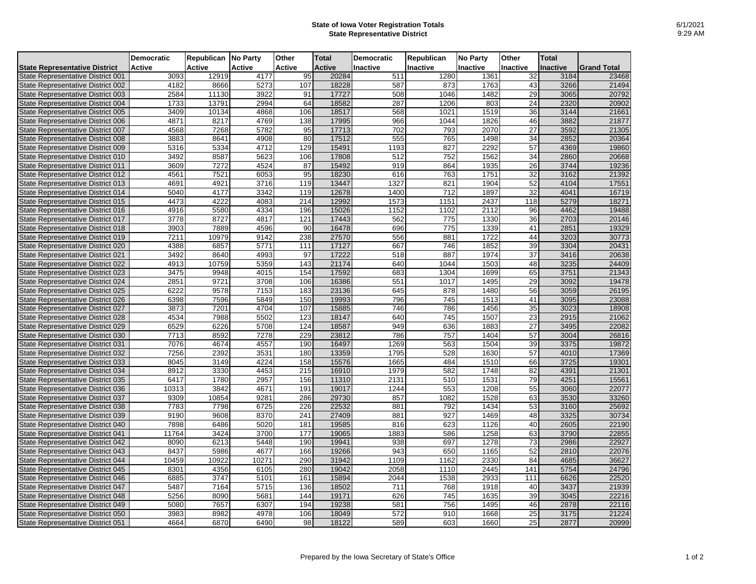# State of Iowa Voter Registration Totals
## State Representative District

6/1/2021
9:29 AM

| State Representative District | Democratic Active | Republican Active | No Party Active | Other Active | Total Active | Democratic Inactive | Republican Inactive | No Party Inactive | Other Inactive | Total Inactive | Grand Total |
|---|---|---|---|---|---|---|---|---|---|---|---|
| State Representative District 001 | 3093 | 12919 | 4177 | 95 | 20284 | 511 | 1280 | 1361 | 32 | 3184 | 23468 |
| State Representative District 002 | 4182 | 8666 | 5273 | 107 | 18228 | 587 | 873 | 1763 | 43 | 3266 | 21494 |
| State Representative District 003 | 2584 | 11130 | 3922 | 91 | 17727 | 508 | 1046 | 1482 | 29 | 3065 | 20792 |
| State Representative District 004 | 1733 | 13791 | 2994 | 64 | 18582 | 287 | 1206 | 803 | 24 | 2320 | 20902 |
| State Representative District 005 | 3409 | 10134 | 4868 | 106 | 18517 | 568 | 1021 | 1519 | 36 | 3144 | 21661 |
| State Representative District 006 | 4871 | 8217 | 4769 | 138 | 17995 | 966 | 1044 | 1826 | 46 | 3882 | 21877 |
| State Representative District 007 | 4568 | 7268 | 5782 | 95 | 17713 | 702 | 793 | 2070 | 27 | 3592 | 21305 |
| State Representative District 008 | 3883 | 8641 | 4908 | 80 | 17512 | 555 | 765 | 1498 | 34 | 2852 | 20364 |
| State Representative District 009 | 5316 | 5334 | 4712 | 129 | 15491 | 1193 | 827 | 2292 | 57 | 4369 | 19860 |
| State Representative District 010 | 3492 | 8587 | 5623 | 106 | 17808 | 512 | 752 | 1562 | 34 | 2860 | 20668 |
| State Representative District 011 | 3609 | 7272 | 4524 | 87 | 15492 | 919 | 864 | 1935 | 26 | 3744 | 19236 |
| State Representative District 012 | 4561 | 7521 | 6053 | 95 | 18230 | 616 | 763 | 1751 | 32 | 3162 | 21392 |
| State Representative District 013 | 4691 | 4921 | 3716 | 119 | 13447 | 1327 | 821 | 1904 | 52 | 4104 | 17551 |
| State Representative District 014 | 5040 | 4177 | 3342 | 119 | 12678 | 1400 | 712 | 1897 | 32 | 4041 | 16719 |
| State Representative District 015 | 4473 | 4222 | 4083 | 214 | 12992 | 1573 | 1151 | 2437 | 118 | 5279 | 18271 |
| State Representative District 016 | 4916 | 5580 | 4334 | 196 | 15026 | 1152 | 1102 | 2112 | 96 | 4462 | 19488 |
| State Representative District 017 | 3778 | 8727 | 4817 | 121 | 17443 | 562 | 775 | 1330 | 36 | 2703 | 20146 |
| State Representative District 018 | 3903 | 7889 | 4596 | 90 | 16478 | 696 | 775 | 1339 | 41 | 2851 | 19329 |
| State Representative District 019 | 7211 | 10979 | 9142 | 238 | 27570 | 556 | 881 | 1722 | 44 | 3203 | 30773 |
| State Representative District 020 | 4388 | 6857 | 5771 | 111 | 17127 | 667 | 746 | 1852 | 39 | 3304 | 20431 |
| State Representative District 021 | 3492 | 8640 | 4993 | 97 | 17222 | 518 | 887 | 1974 | 37 | 3416 | 20638 |
| State Representative District 022 | 4913 | 10759 | 5359 | 143 | 21174 | 640 | 1044 | 1503 | 48 | 3235 | 24409 |
| State Representative District 023 | 3475 | 9948 | 4015 | 154 | 17592 | 683 | 1304 | 1699 | 65 | 3751 | 21343 |
| State Representative District 024 | 2851 | 9721 | 3708 | 106 | 16386 | 551 | 1017 | 1495 | 29 | 3092 | 19478 |
| State Representative District 025 | 6222 | 9578 | 7153 | 183 | 23136 | 645 | 878 | 1480 | 56 | 3059 | 26195 |
| State Representative District 026 | 6398 | 7596 | 5849 | 150 | 19993 | 796 | 745 | 1513 | 41 | 3095 | 23088 |
| State Representative District 027 | 3873 | 7201 | 4704 | 107 | 15885 | 746 | 786 | 1456 | 35 | 3023 | 18908 |
| State Representative District 028 | 4534 | 7988 | 5502 | 123 | 18147 | 640 | 745 | 1507 | 23 | 2915 | 21062 |
| State Representative District 029 | 6529 | 6226 | 5708 | 124 | 18587 | 949 | 636 | 1883 | 27 | 3495 | 22082 |
| State Representative District 030 | 7713 | 8592 | 7278 | 229 | 23812 | 786 | 757 | 1404 | 57 | 3004 | 26816 |
| State Representative District 031 | 7076 | 4674 | 4557 | 190 | 16497 | 1269 | 563 | 1504 | 39 | 3375 | 19872 |
| State Representative District 032 | 7256 | 2392 | 3531 | 180 | 13359 | 1795 | 528 | 1630 | 57 | 4010 | 17369 |
| State Representative District 033 | 8045 | 3149 | 4224 | 158 | 15576 | 1665 | 484 | 1510 | 66 | 3725 | 19301 |
| State Representative District 034 | 8912 | 3330 | 4453 | 215 | 16910 | 1979 | 582 | 1748 | 82 | 4391 | 21301 |
| State Representative District 035 | 6417 | 1780 | 2957 | 156 | 11310 | 2131 | 510 | 1531 | 79 | 4251 | 15561 |
| State Representative District 036 | 10313 | 3842 | 4671 | 191 | 19017 | 1244 | 553 | 1208 | 55 | 3060 | 22077 |
| State Representative District 037 | 9309 | 10854 | 9281 | 286 | 29730 | 857 | 1082 | 1528 | 63 | 3530 | 33260 |
| State Representative District 038 | 7783 | 7798 | 6725 | 226 | 22532 | 881 | 792 | 1434 | 53 | 3160 | 25692 |
| State Representative District 039 | 9190 | 9608 | 8370 | 241 | 27409 | 881 | 927 | 1469 | 48 | 3325 | 30734 |
| State Representative District 040 | 7898 | 6486 | 5020 | 181 | 19585 | 816 | 623 | 1126 | 40 | 2605 | 22190 |
| State Representative District 041 | 11764 | 3424 | 3700 | 177 | 19065 | 1883 | 586 | 1258 | 63 | 3790 | 22855 |
| State Representative District 042 | 8090 | 6213 | 5448 | 190 | 19941 | 938 | 697 | 1278 | 73 | 2986 | 22927 |
| State Representative District 043 | 8437 | 5986 | 4677 | 166 | 19266 | 943 | 650 | 1165 | 52 | 2810 | 22076 |
| State Representative District 044 | 10459 | 10922 | 10271 | 290 | 31942 | 1109 | 1162 | 2330 | 84 | 4685 | 36627 |
| State Representative District 045 | 8301 | 4356 | 6105 | 280 | 19042 | 2058 | 1110 | 2445 | 141 | 5754 | 24796 |
| State Representative District 046 | 6885 | 3747 | 5101 | 161 | 15894 | 2044 | 1538 | 2933 | 111 | 6626 | 22520 |
| State Representative District 047 | 5487 | 7164 | 5715 | 136 | 18502 | 711 | 768 | 1918 | 40 | 3437 | 21939 |
| State Representative District 048 | 5256 | 8090 | 5681 | 144 | 19171 | 626 | 745 | 1635 | 39 | 3045 | 22216 |
| State Representative District 049 | 5080 | 7657 | 6307 | 194 | 19238 | 581 | 756 | 1495 | 46 | 2878 | 22116 |
| State Representative District 050 | 3983 | 8982 | 4978 | 106 | 18049 | 572 | 910 | 1668 | 25 | 3175 | 21224 |
| State Representative District 051 | 4664 | 6870 | 6490 | 98 | 18122 | 589 | 603 | 1660 | 25 | 2877 | 20999 |

Prepared by the Iowa Secretary of State's Office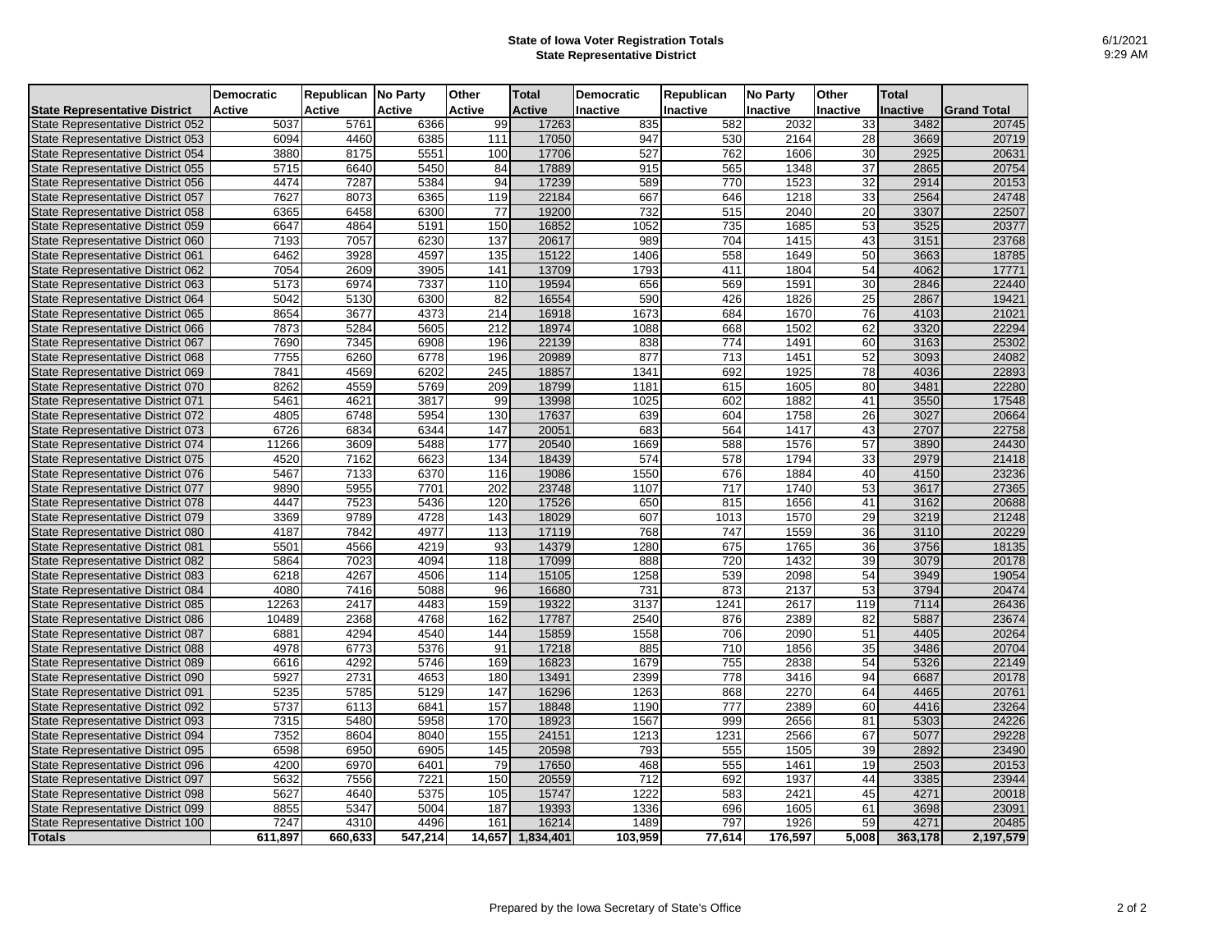# State of Iowa Voter Registration Totals
## State Representative District

| State Representative District | Democratic Active | Republican Active | No Party Active | Other Active | Total Active | Democratic Inactive | Republican Inactive | No Party Inactive | Other Inactive | Total Inactive | Grand Total |
|---|---|---|---|---|---|---|---|---|---|---|---|
| State Representative District 052 | 5037 | 5761 | 6366 | 99 | 17263 | 835 | 582 | 2032 | 33 | 3482 | 20745 |
| State Representative District 053 | 6094 | 4460 | 6385 | 111 | 17050 | 947 | 530 | 2164 | 28 | 3669 | 20719 |
| State Representative District 054 | 3880 | 8175 | 5551 | 100 | 17706 | 527 | 762 | 1606 | 30 | 2925 | 20631 |
| State Representative District 055 | 5715 | 6640 | 5450 | 84 | 17889 | 915 | 565 | 1348 | 37 | 2865 | 20754 |
| State Representative District 056 | 4474 | 7287 | 5384 | 94 | 17239 | 589 | 770 | 1523 | 32 | 2914 | 20153 |
| State Representative District 057 | 7627 | 8073 | 6365 | 119 | 22184 | 667 | 646 | 1218 | 33 | 2564 | 24748 |
| State Representative District 058 | 6365 | 6458 | 6300 | 77 | 19200 | 732 | 515 | 2040 | 20 | 3307 | 22507 |
| State Representative District 059 | 6647 | 4864 | 5191 | 150 | 16852 | 1052 | 735 | 1685 | 53 | 3525 | 20377 |
| State Representative District 060 | 7193 | 7057 | 6230 | 137 | 20617 | 989 | 704 | 1415 | 43 | 3151 | 23768 |
| State Representative District 061 | 6462 | 3928 | 4597 | 135 | 15122 | 1406 | 558 | 1649 | 50 | 3663 | 18785 |
| State Representative District 062 | 7054 | 2609 | 3905 | 141 | 13709 | 1793 | 411 | 1804 | 54 | 4062 | 17771 |
| State Representative District 063 | 5173 | 6974 | 7337 | 110 | 19594 | 656 | 569 | 1591 | 30 | 2846 | 22440 |
| State Representative District 064 | 5042 | 5130 | 6300 | 82 | 16554 | 590 | 426 | 1826 | 25 | 2867 | 19421 |
| State Representative District 065 | 8654 | 3677 | 4373 | 214 | 16918 | 1673 | 684 | 1670 | 76 | 4103 | 21021 |
| State Representative District 066 | 7873 | 5284 | 5605 | 212 | 18974 | 1088 | 668 | 1502 | 62 | 3320 | 22294 |
| State Representative District 067 | 7690 | 7345 | 6908 | 196 | 22139 | 838 | 774 | 1491 | 60 | 3163 | 25302 |
| State Representative District 068 | 7755 | 6260 | 6778 | 196 | 20989 | 877 | 713 | 1451 | 52 | 3093 | 24082 |
| State Representative District 069 | 7841 | 4569 | 6202 | 245 | 18857 | 1341 | 692 | 1925 | 78 | 4036 | 22893 |
| State Representative District 070 | 8262 | 4559 | 5769 | 209 | 18799 | 1181 | 615 | 1605 | 80 | 3481 | 22280 |
| State Representative District 071 | 5461 | 4621 | 3817 | 99 | 13998 | 1025 | 602 | 1882 | 41 | 3550 | 17548 |
| State Representative District 072 | 4805 | 6748 | 5954 | 130 | 17637 | 639 | 604 | 1758 | 26 | 3027 | 20664 |
| State Representative District 073 | 6726 | 6834 | 6344 | 147 | 20051 | 683 | 564 | 1417 | 43 | 2707 | 22758 |
| State Representative District 074 | 11266 | 3609 | 5488 | 177 | 20540 | 1669 | 588 | 1576 | 57 | 3890 | 24430 |
| State Representative District 075 | 4520 | 7162 | 6623 | 134 | 18439 | 574 | 578 | 1794 | 33 | 2979 | 21418 |
| State Representative District 076 | 5467 | 7133 | 6370 | 116 | 19086 | 1550 | 676 | 1884 | 40 | 4150 | 23236 |
| State Representative District 077 | 9890 | 5955 | 7701 | 202 | 23748 | 1107 | 717 | 1740 | 53 | 3617 | 27365 |
| State Representative District 078 | 4447 | 7523 | 5436 | 120 | 17526 | 650 | 815 | 1656 | 41 | 3162 | 20688 |
| State Representative District 079 | 3369 | 9789 | 4728 | 143 | 18029 | 607 | 1013 | 1570 | 29 | 3219 | 21248 |
| State Representative District 080 | 4187 | 7842 | 4977 | 113 | 17119 | 768 | 747 | 1559 | 36 | 3110 | 20229 |
| State Representative District 081 | 5501 | 4566 | 4219 | 93 | 14379 | 1280 | 675 | 1765 | 36 | 3756 | 18135 |
| State Representative District 082 | 5864 | 7023 | 4094 | 118 | 17099 | 888 | 720 | 1432 | 39 | 3079 | 20178 |
| State Representative District 083 | 6218 | 4267 | 4506 | 114 | 15105 | 1258 | 539 | 2098 | 54 | 3949 | 19054 |
| State Representative District 084 | 4080 | 7416 | 5088 | 96 | 16680 | 731 | 873 | 2137 | 53 | 3794 | 20474 |
| State Representative District 085 | 12263 | 2417 | 4483 | 159 | 19322 | 3137 | 1241 | 2617 | 119 | 7114 | 26436 |
| State Representative District 086 | 10489 | 2368 | 4768 | 162 | 17787 | 2540 | 876 | 2389 | 82 | 5887 | 23674 |
| State Representative District 087 | 6881 | 4294 | 4540 | 144 | 15859 | 1558 | 706 | 2090 | 51 | 4405 | 20264 |
| State Representative District 088 | 4978 | 6773 | 5376 | 91 | 17218 | 885 | 710 | 1856 | 35 | 3486 | 20704 |
| State Representative District 089 | 6616 | 4292 | 5746 | 169 | 16823 | 1679 | 755 | 2838 | 54 | 5326 | 22149 |
| State Representative District 090 | 5927 | 2731 | 4653 | 180 | 13491 | 2399 | 778 | 3416 | 94 | 6687 | 20178 |
| State Representative District 091 | 5235 | 5785 | 5129 | 147 | 16296 | 1263 | 868 | 2270 | 64 | 4465 | 20761 |
| State Representative District 092 | 5737 | 6113 | 6841 | 157 | 18848 | 1190 | 777 | 2389 | 60 | 4416 | 23264 |
| State Representative District 093 | 7315 | 5480 | 5958 | 170 | 18923 | 1567 | 999 | 2656 | 81 | 5303 | 24226 |
| State Representative District 094 | 7352 | 8604 | 8040 | 155 | 24151 | 1213 | 1231 | 2566 | 67 | 5077 | 29228 |
| State Representative District 095 | 6598 | 6950 | 6905 | 145 | 20598 | 793 | 555 | 1505 | 39 | 2892 | 23490 |
| State Representative District 096 | 4200 | 6970 | 6401 | 79 | 17650 | 468 | 555 | 1461 | 19 | 2503 | 20153 |
| State Representative District 097 | 5632 | 7556 | 7221 | 150 | 20559 | 712 | 692 | 1937 | 44 | 3385 | 23944 |
| State Representative District 098 | 5627 | 4640 | 5375 | 105 | 15747 | 1222 | 583 | 2421 | 45 | 4271 | 20018 |
| State Representative District 099 | 8855 | 5347 | 5004 | 187 | 19393 | 1336 | 696 | 1605 | 61 | 3698 | 23091 |
| State Representative District 100 | 7247 | 4310 | 4496 | 161 | 16214 | 1489 | 797 | 1926 | 59 | 4271 | 20485 |
| **Totals** | **611,897** | **660,633** | **547,214** | **14,657** | **1,834,401** | **103,959** | **77,614** | **176,597** | **5,008** | **363,178** | **2,197,579** |

Prepared by the Iowa Secretary of State's Office